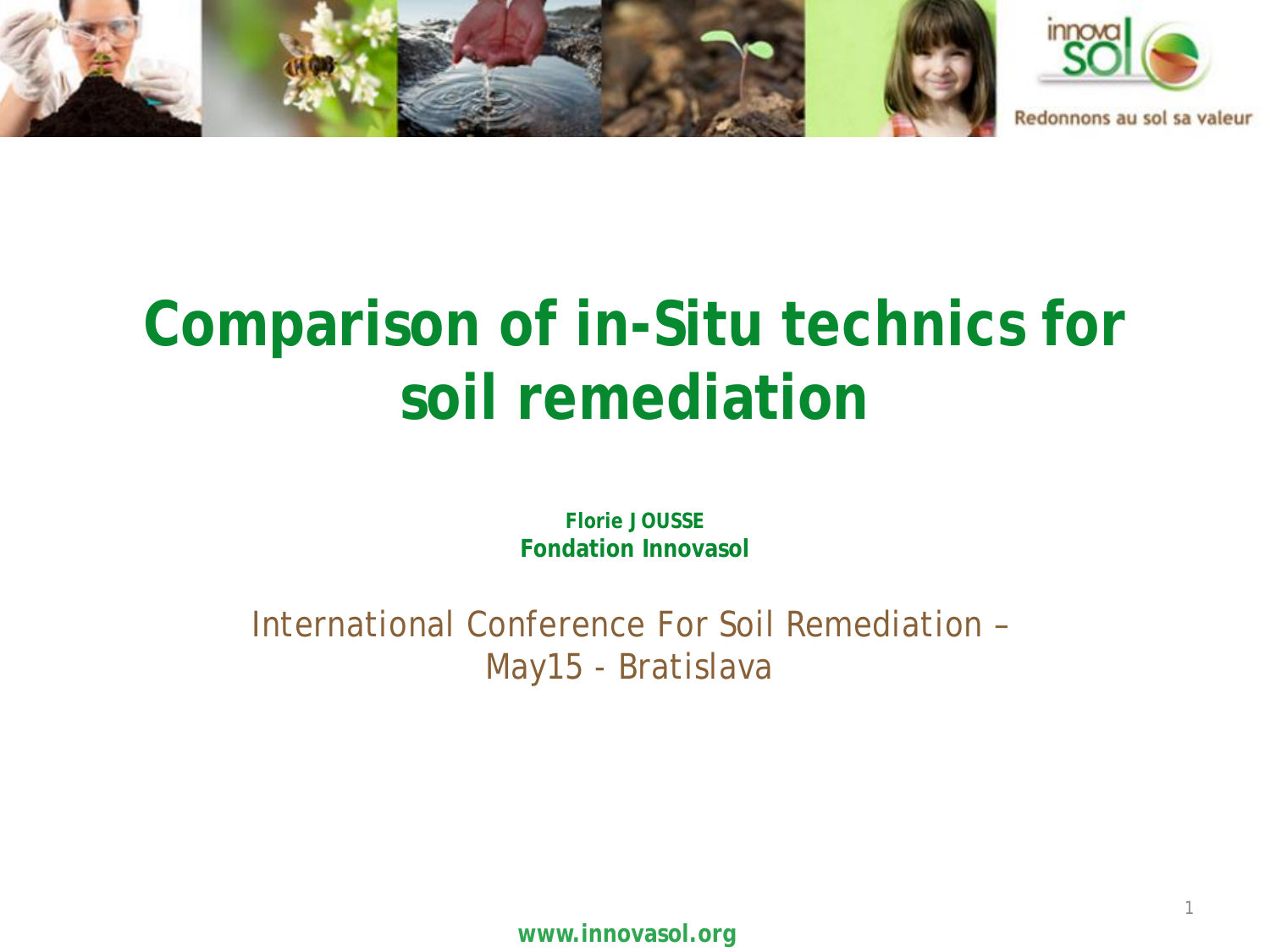# Comparison of in-Situ technics for soil remediation

**Florie JOUSSE**
**Fondation Innovasol**

International Conference For Soil Remediation – May15 - Bratislava

**www.innovasol.org**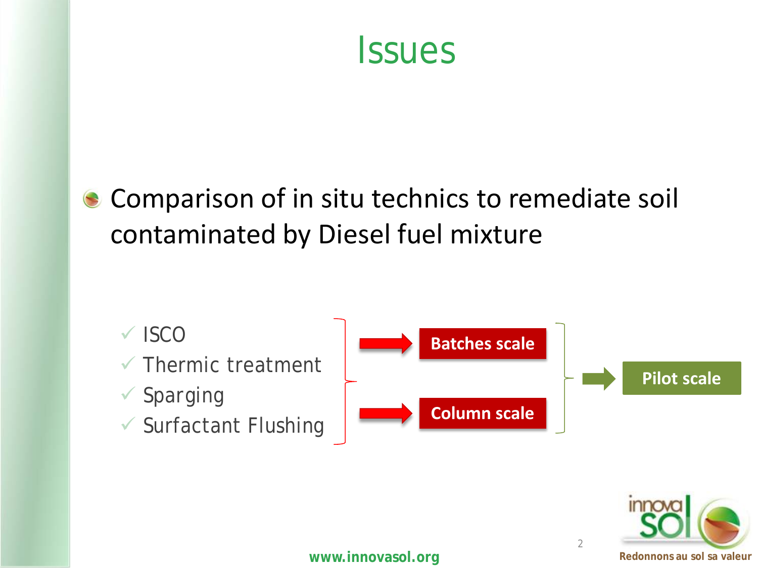# Issues

- Comparison of in situ technics to remediate soil contaminated by Diesel fuel mixture

  - ISCO
  - Thermic treatment
  - Sparging
  - Surfactant Flushing

→ **Batches scale**

→ **Column scale**

→ **Pilot scale**

www.innovasol.org

Redonnons au sol sa valeur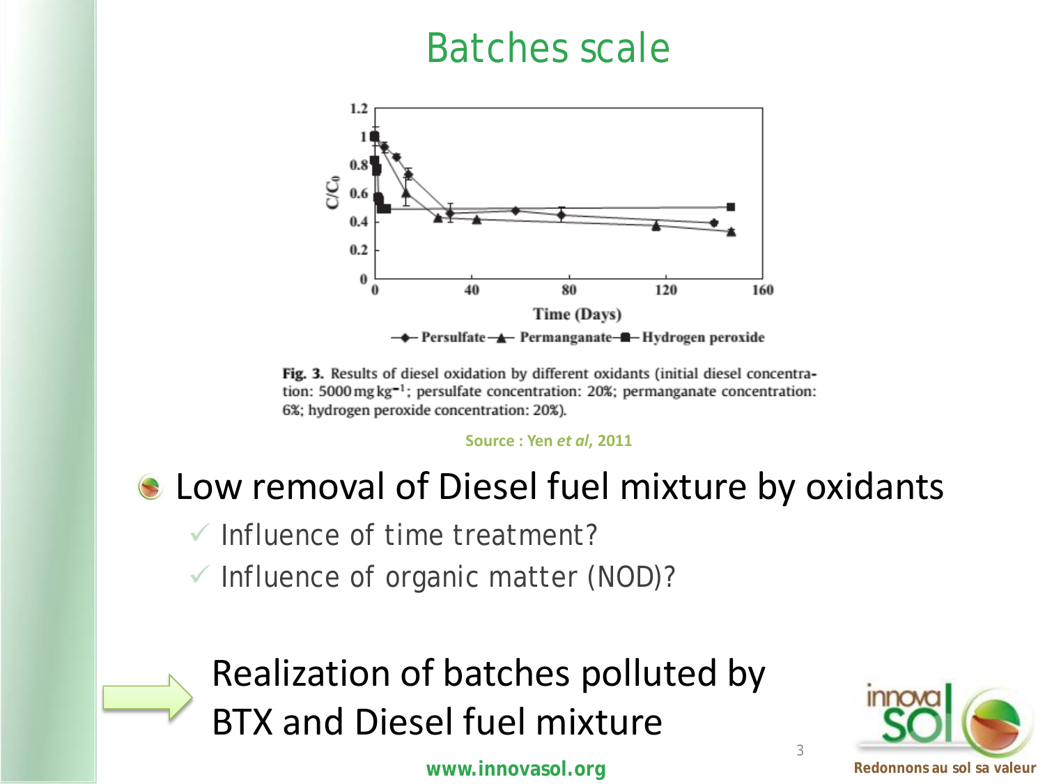# Batches scale

**Fig. 3.** Results of diesel oxidation by different oxidants (initial diesel concentration: 5000 mg kg$^{-1}$; persulfate concentration: 20%; permanganate concentration: 6%; hydrogen peroxide concentration: 20%).

Source : Yen *et al*, 2011

- Low removal of Diesel fuel mixture by oxidants
  - ✓ Influence of time treatment?
  - ✓ Influence of organic matter (NOD)?

→ Realization of batches polluted by BTX and Diesel fuel mixture

www.innovasol.org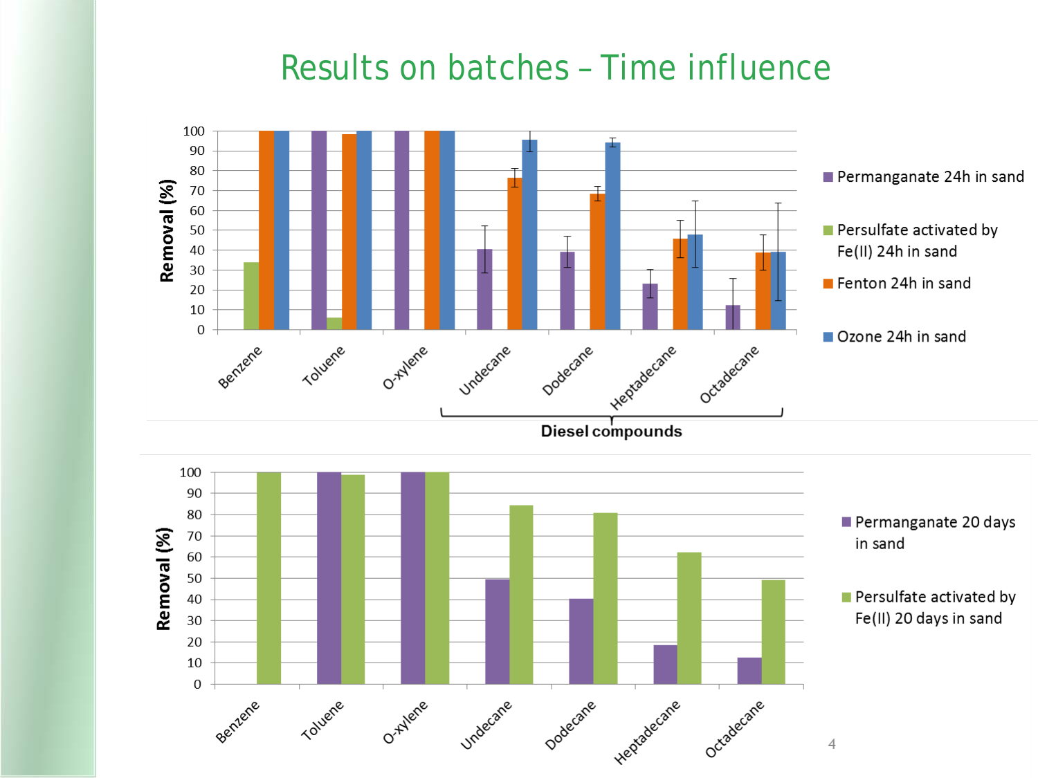# Results on batches – Time influence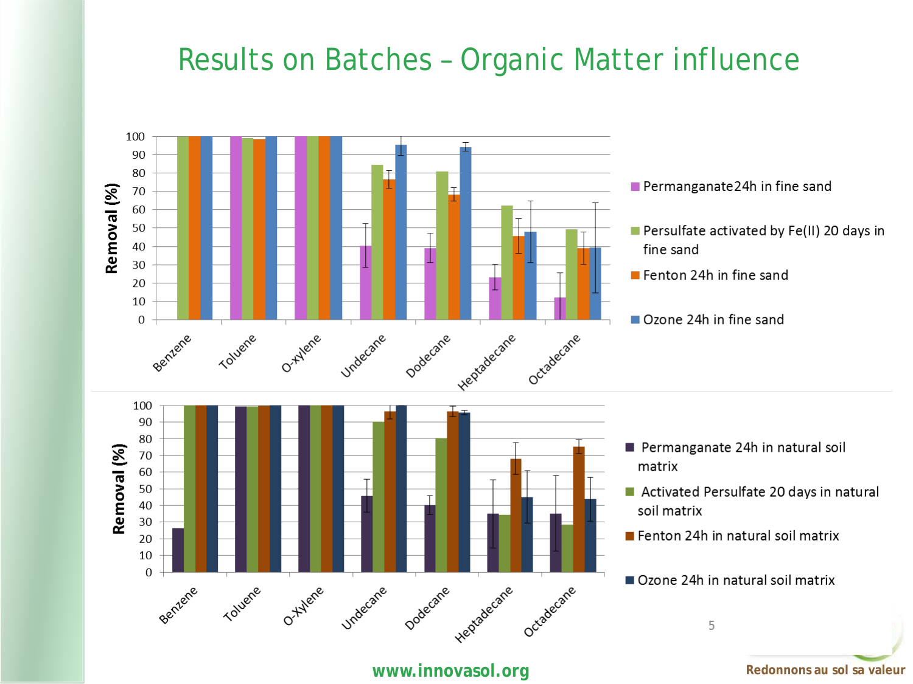# Results on Batches – Organic Matter influence

Removal (%)

Benzene, Toluene, O-xylene, Undecane, Dodecane, Heptadecane, Octadecane

- Permanganate24h in fine sand
- Persulfate activated by Fe(II) 20 days in fine sand
- Fenton 24h in fine sand
- Ozone 24h in fine sand

Removal (%)

Benzene, Toluene, O-Xylene, Undecane, Dodecane, Heptadecane, Octadecane

- Permanganate 24h in natural soil matrix
- Activated Persulfate 20 days in natural soil matrix
- Fenton 24h in natural soil matrix
- Ozone 24h in natural soil matrix

www.innovasol.org

Redonnons au sol sa valeur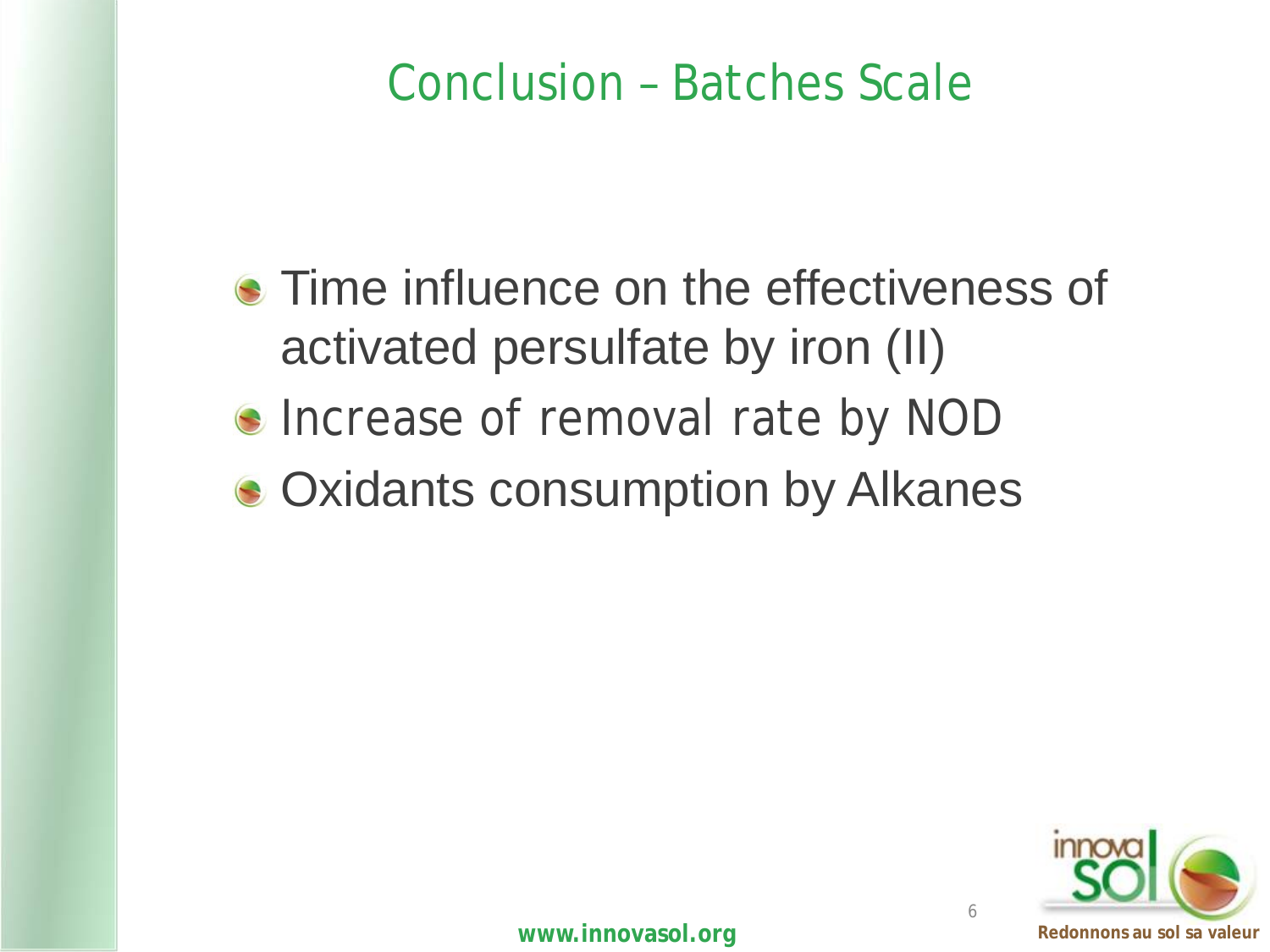# Conclusion – Batches Scale

- Time influence on the effectiveness of activated persulfate by iron (II)
- Increase of removal rate by NOD
- Oxidants consumption by Alkanes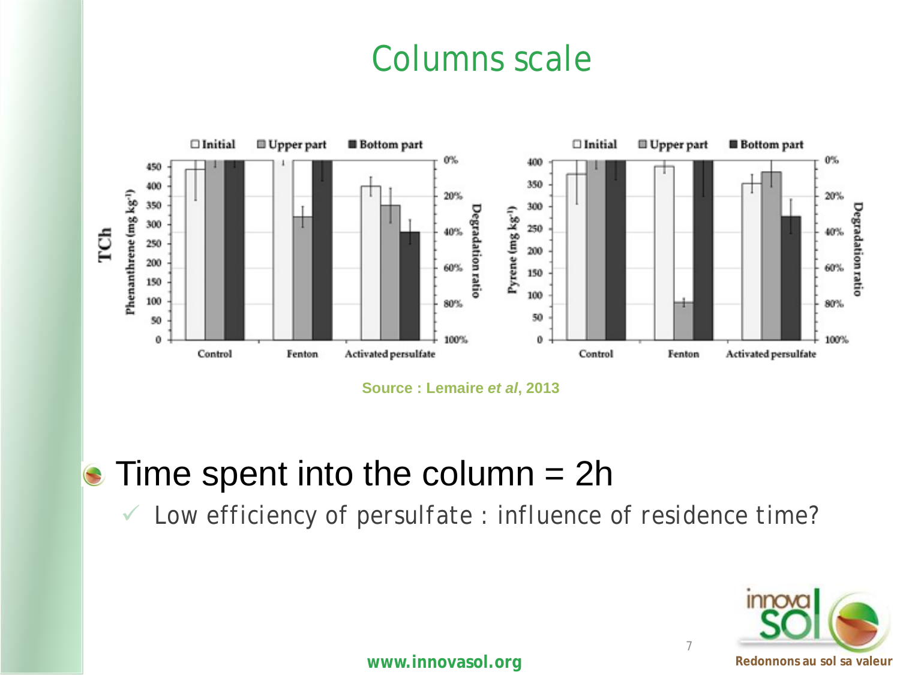# Columns scale

Source : Lemaire *et al*, 2013

- Time spent into the column = 2h
  - ✓ Low efficiency of persulfate : influence of residence time?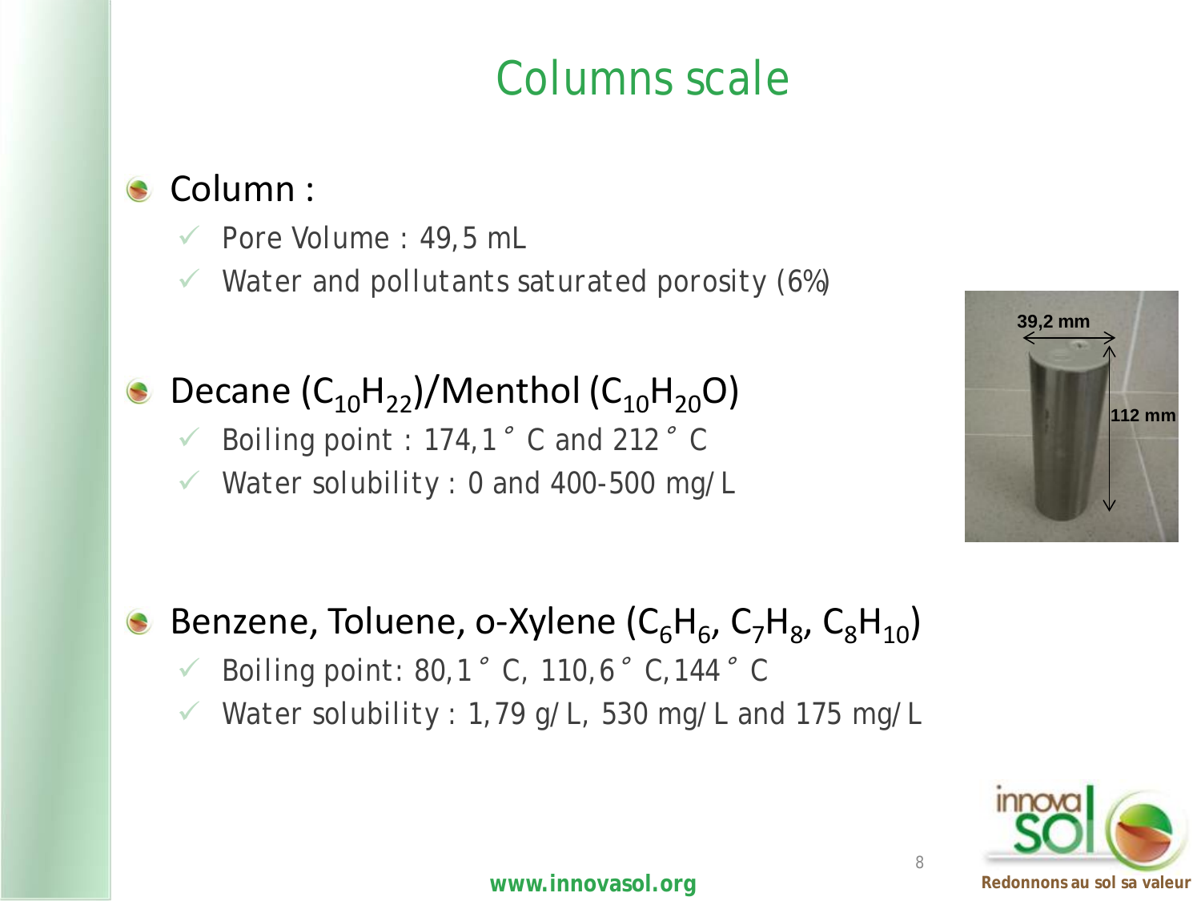# Columns scale

- Column :
  - ✓ Pore Volume : 49,5 mL
  - ✓ Water and pollutants saturated porosity (6%)

- Decane ($C_{10}H_{22}$)/Menthol ($C_{10}H_{20}O$)
  - ✓ Boiling point : 174,1 °C and 212 °C
  - ✓ Water solubility : 0 and 400-500 mg/L

39,2 mm

112 mm

- Benzene, Toluene, o-Xylene ($C_6H_6$, $C_7H_8$, $C_8H_{10}$)
  - ✓ Boiling point: 80,1 °C, 110,6 °C, 144 °C
  - ✓ Water solubility : 1,79 g/L, 530 mg/L and 175 mg/L

www.innovasol.org

innova sol

Redonnons au sol sa valeur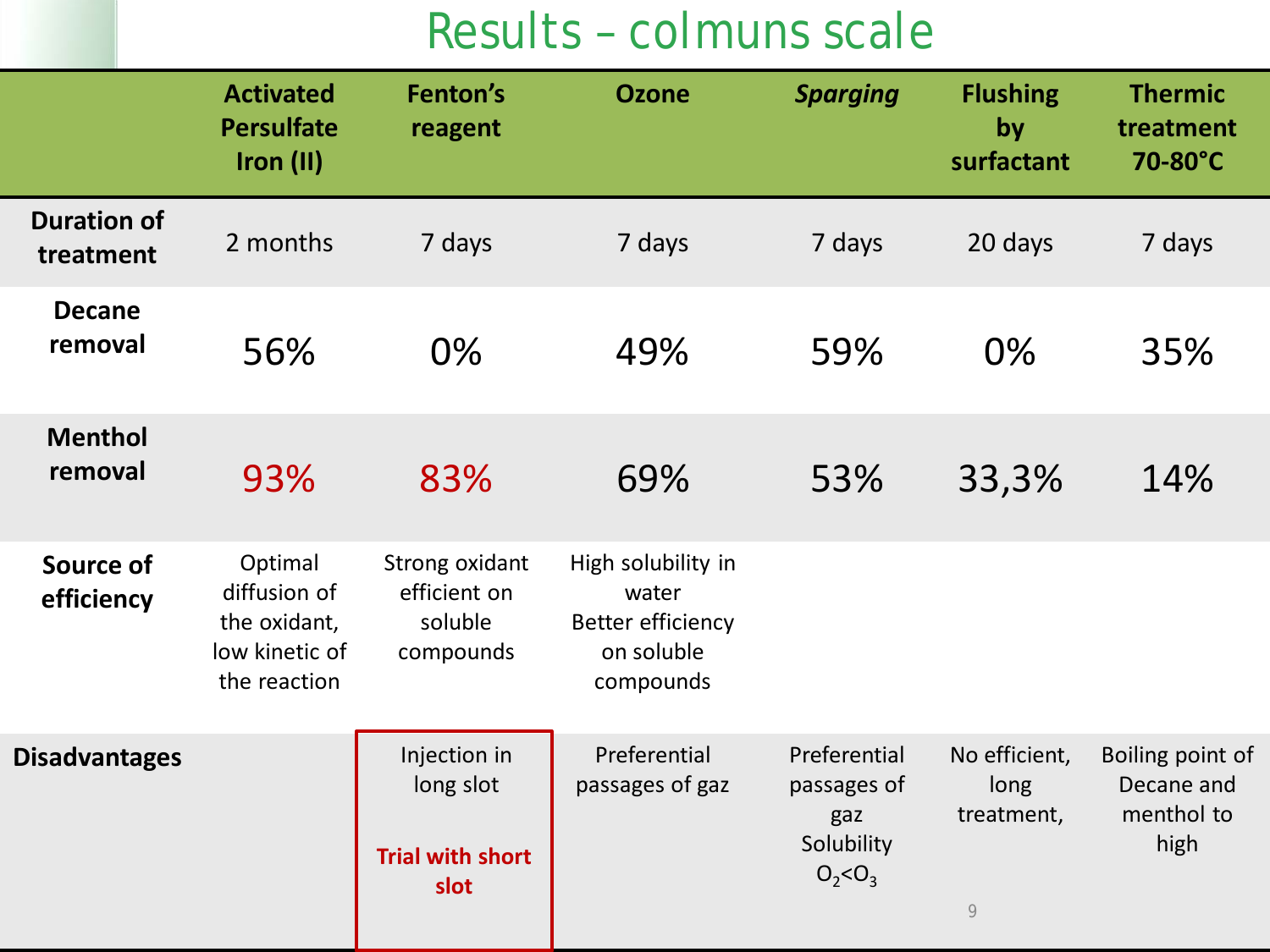# Results – colmuns scale

| | Activated Persulfate Iron (II) | Fenton's reagent | Ozone | *Sparging* | Flushing by surfactant | Thermic treatment 70-80°C |
|---|---|---|---|---|---|---|
| **Duration of treatment** | 2 months | 7 days | 7 days | 7 days | 20 days | 7 days |
| **Decane removal** | 56% | 0% | 49% | 59% | 0% | 35% |
| **Menthol removal** | 93% | 83% | 69% | 53% | 33,3% | 14% |
| **Source of efficiency** | Optimal diffusion of the oxidant, low kinetic of the reaction | Strong oxidant efficient on soluble compounds | High solubility in water Better efficiency on soluble compounds | | | |
| **Disadvantages** | | Injection in long slot **Trial with short slot** | Preferential passages of gaz | Preferential passages of gaz Solubility $O_2$<$O_3$ | No efficient, long treatment, | Boiling point of Decane and menthol to high |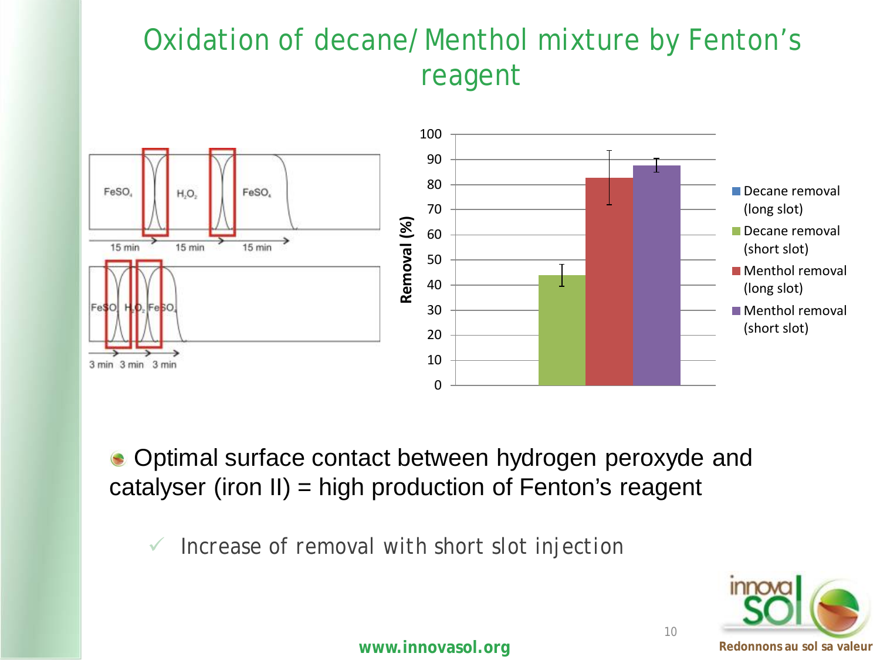# Oxidation of decane/ Menthol mixture by Fenton's reagent

- Optimal surface contact between hydrogen peroxyde and catalyser (iron II) = high production of Fenton's reagent
  - ✓ Increase of removal with short slot injection

www.innovasol.org

Redonnons au sol sa valeur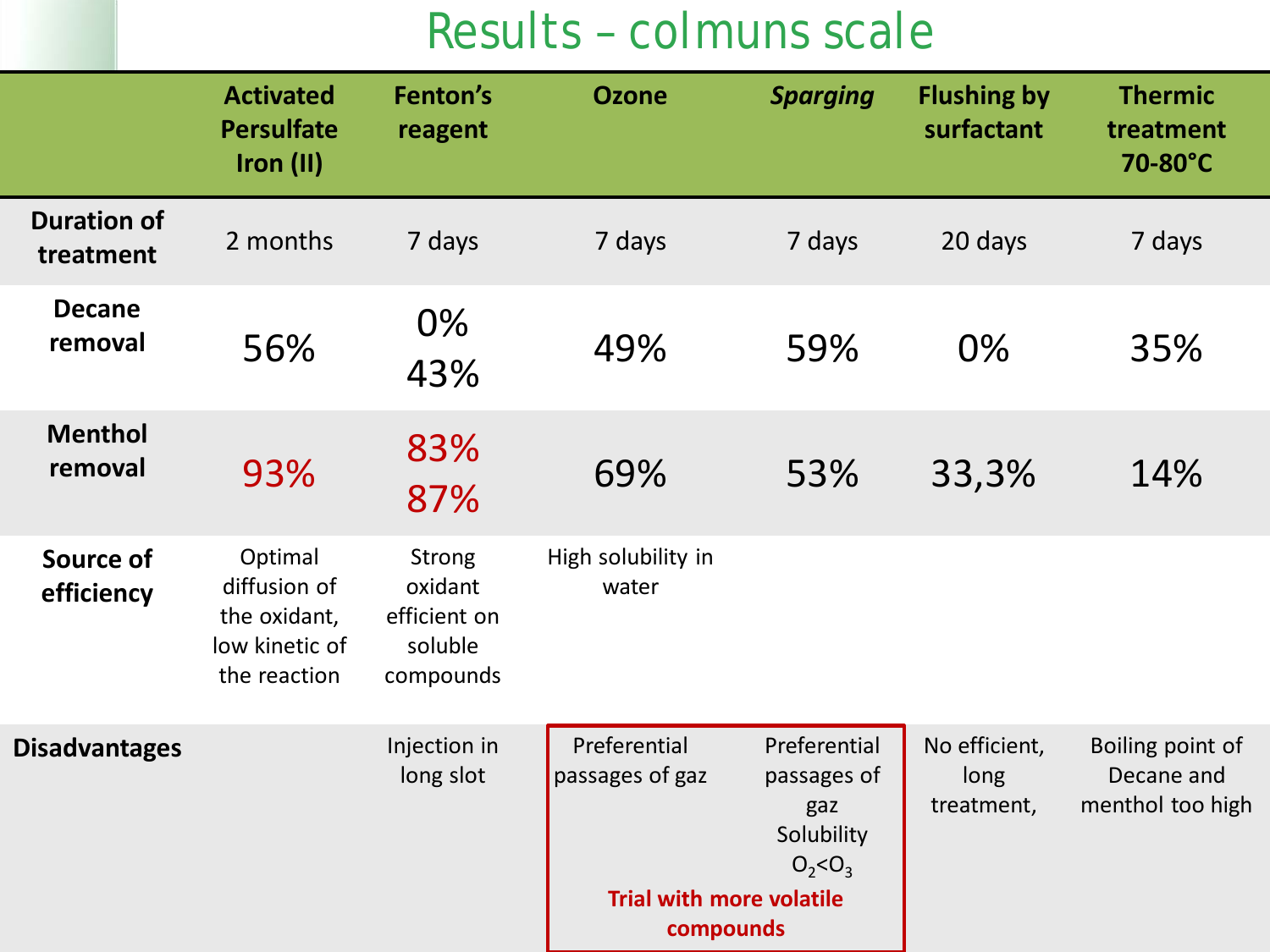# Results – colmuns scale

| | Activated Persulfate Iron (II) | Fenton's reagent | Ozone | *Sparging* | Flushing by surfactant | Thermic treatment 70-80°C |
|---|---|---|---|---|---|---|
| **Duration of treatment** | 2 months | 7 days | 7 days | 7 days | 20 days | 7 days |
| **Decane removal** | 56% | 0%<br>43% | 49% | 59% | 0% | 35% |
| **Menthol removal** | 93% | 83%<br>87% | 69% | 53% | 33,3% | 14% |
| **Source of efficiency** | Optimal diffusion of the oxidant, low kinetic of the reaction | Strong oxidant efficient on soluble compounds | High solubility in water | | | |
| **Disadvantages** | | Injection in long slot | Preferential passages of gaz | Preferential passages of gaz<br>Solubility $O_2$<$O_3$ | No efficient, long treatment, | Boiling point of Decane and menthol too high |

**Trial with more volatile compounds** (Ozone, *Sparging*)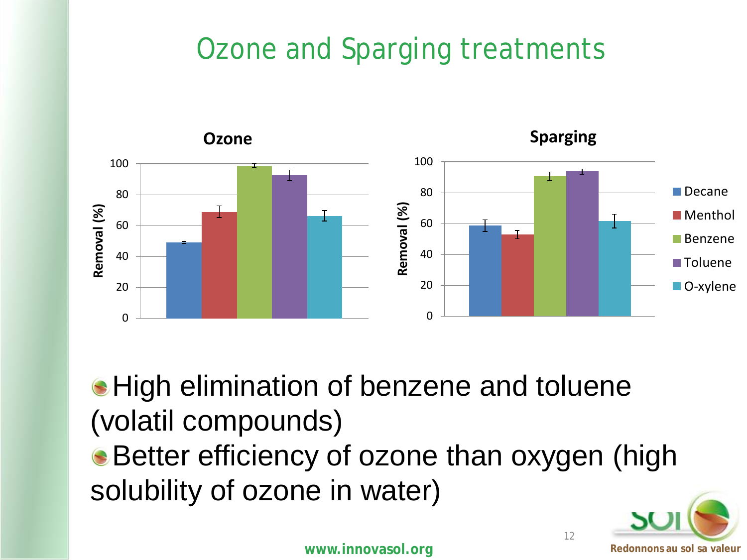# Ozone and Sparging treatments

**Ozone**

| | Decane | Menthol | Benzene | Toluene | O-xylene |
|---|---|---|---|---|---|
| Removal (%) | ~49 | ~69 | ~99 | ~93 | ~66 |

**Sparging**

| | Decane | Menthol | Benzene | Toluene | O-xylene |
|---|---|---|---|---|---|
| Removal (%) | ~59 | ~53 | ~91 | ~94 | ~62 |

- High elimination of benzene and toluene (volatil compounds)
- Better efficiency of ozone than oxygen (high solubility of ozone in water)

www.innovasol.org

Redonnons au sol sa valeur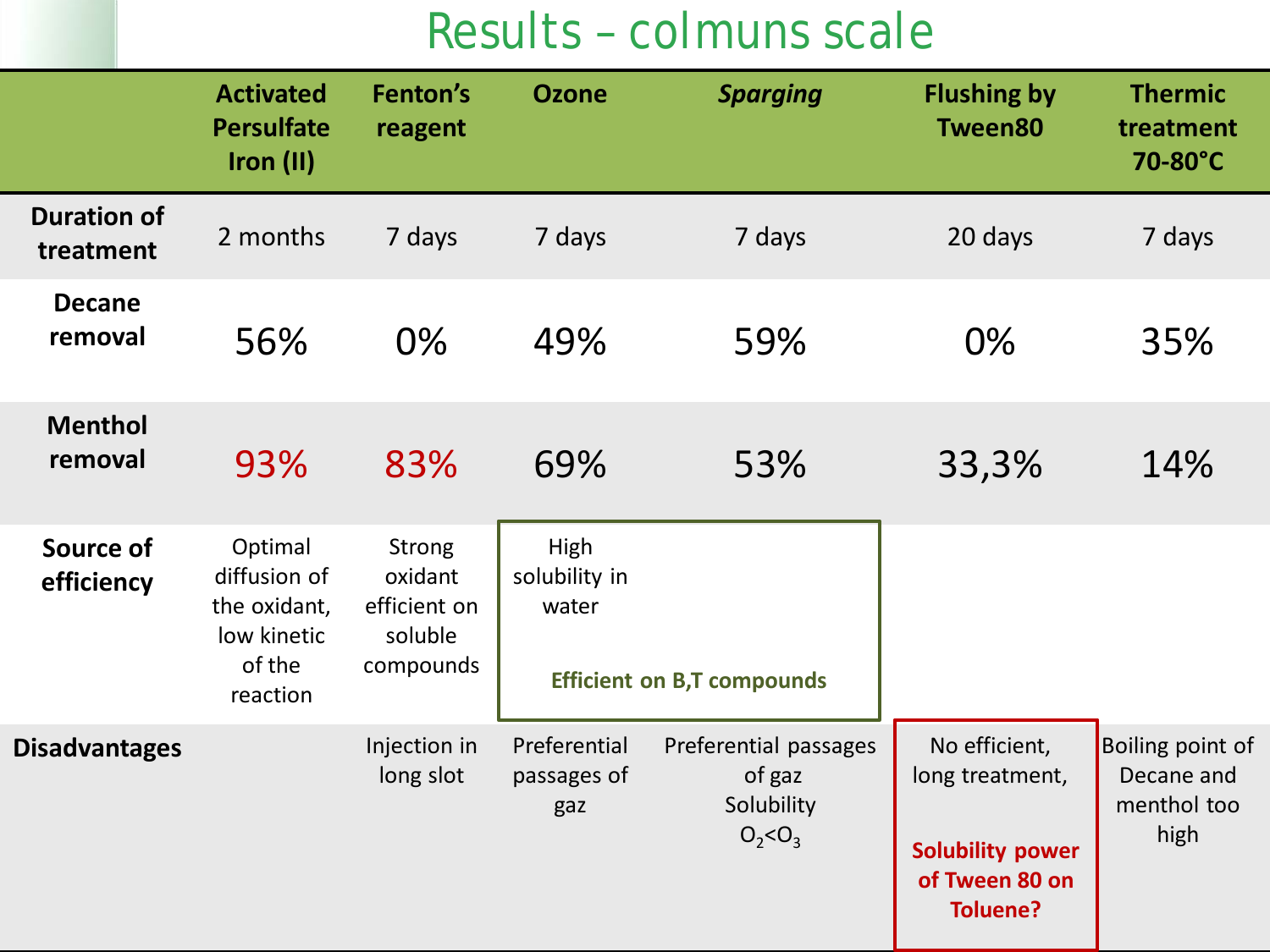# Results – colmuns scale

| | Activated Persulfate Iron (II) | Fenton's reagent | Ozone | *Sparging* | Flushing by Tween80 | Thermic treatment 70-80°C |
|---|---|---|---|---|---|---|
| **Duration of treatment** | 2 months | 7 days | 7 days | 7 days | 20 days | 7 days |
| **Decane removal** | 56% | 0% | 49% | 59% | 0% | 35% |
| **Menthol removal** | 93% | 83% | 69% | 53% | 33,3% | 14% |
| **Source of efficiency** | Optimal diffusion of the oxidant, low kinetic of the reaction | Strong oxidant efficient on soluble compounds | High solubility in water; **Efficient on B,T compounds** | **Efficient on B,T compounds** | | |
| **Disadvantages** | | Injection in long slot | Preferential passages of gaz | Preferential passages of gaz Solubility $O_2$<$O_3$ | No efficient, long treatment, **Solubility power of Tween 80 on Toluene?** | Boiling point of Decane and menthol too high |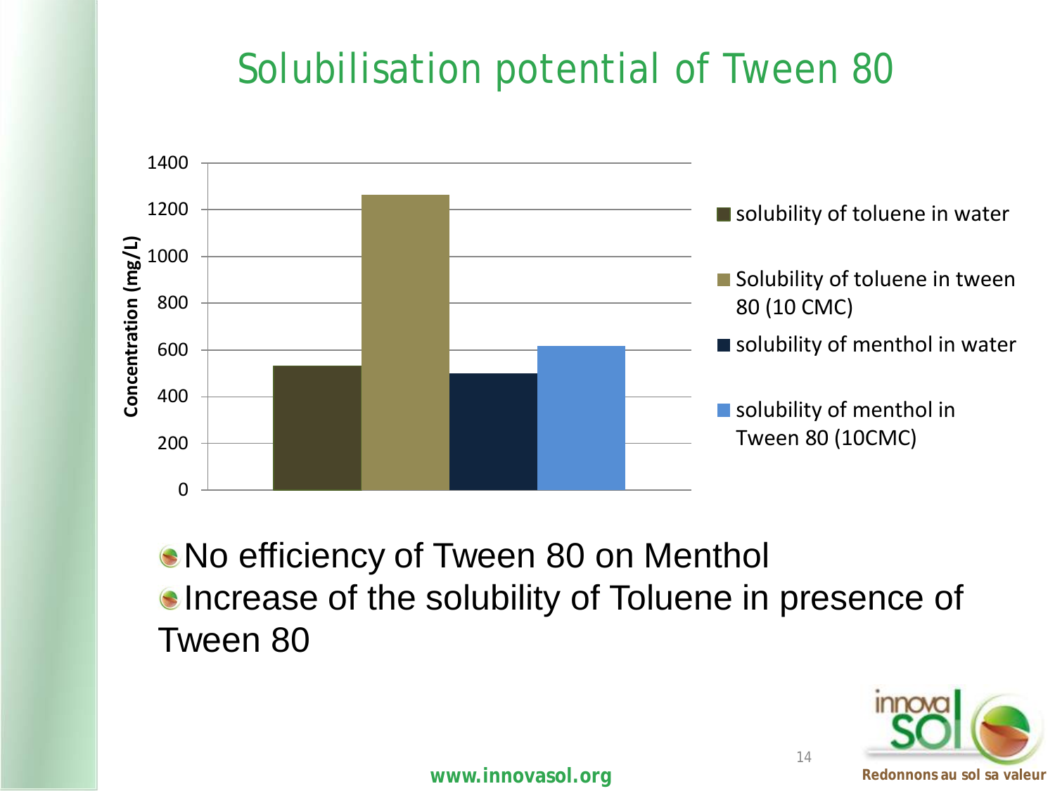# Solubilisation potential of Tween 80

- No efficiency of Tween 80 on Menthol
- Increase of the solubility of Toluene in presence of Tween 80

www.innovasol.org

Redonnons au sol sa valeur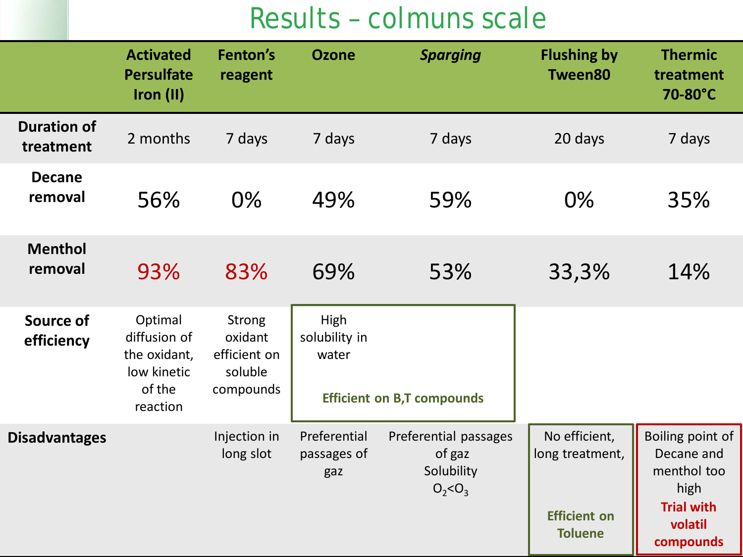# Results – colmuns scale

| | Activated Persulfate Iron (II) | Fenton's reagent | Ozone | *Sparging* | Flushing by Tween80 | Thermic treatment 70-80°C |
|---|---|---|---|---|---|---|
| **Duration of treatment** | 2 months | 7 days | 7 days | 7 days | 20 days | 7 days |
| **Decane removal** | 56% | 0% | 49% | 59% | 0% | 35% |
| **Menthol removal** | 93% | 83% | 69% | 53% | 33,3% | 14% |
| **Source of efficiency** | Optimal diffusion of the oxidant, low kinetic of the reaction | Strong oxidant efficient on soluble compounds | High solubility in water **Efficient on B,T compounds** | **Efficient on B,T compounds** | | |
| **Disadvantages** | | Injection in long slot | Preferential passages of gaz | Preferential passages of gaz Solubility $O_2$<$O_3$ | No efficient, long treatment, **Efficient on Toluene** | Boiling point of Decane and menthol too high **Trial with volatil compounds** |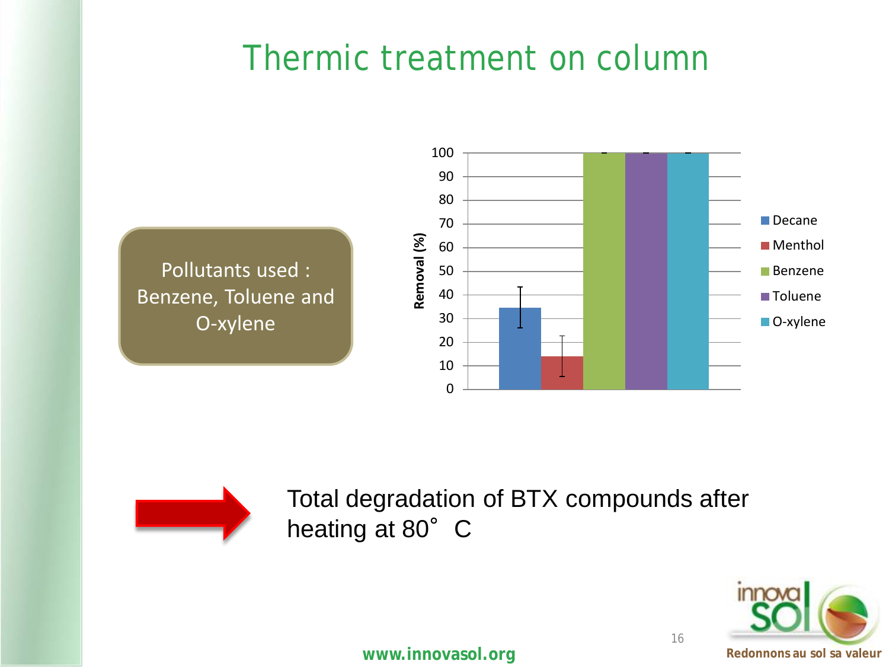# Thermic treatment on column

Pollutants used : Benzene, Toluene and O-xylene

Total degradation of BTX compounds after heating at 80° C

www.innovasol.org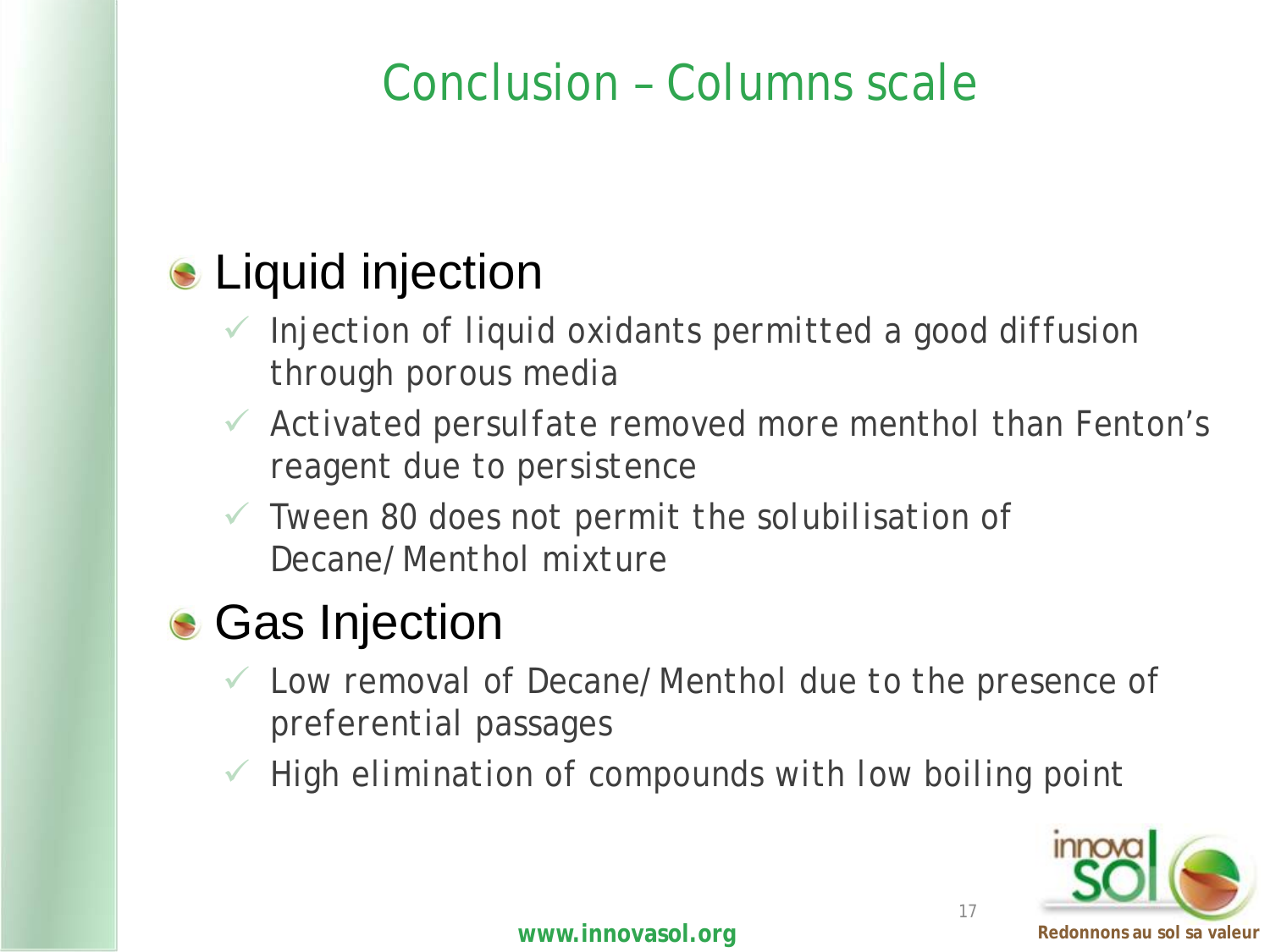# Conclusion – Columns scale

## Liquid injection

- ✓ Injection of liquid oxidants permitted a good diffusion through porous media
- ✓ Activated persulfate removed more menthol than Fenton's reagent due to persistence
- ✓ Tween 80 does not permit the solubilisation of Decane/Menthol mixture

## Gas Injection

- ✓ Low removal of Decane/Menthol due to the presence of preferential passages
- ✓ High elimination of compounds with low boiling point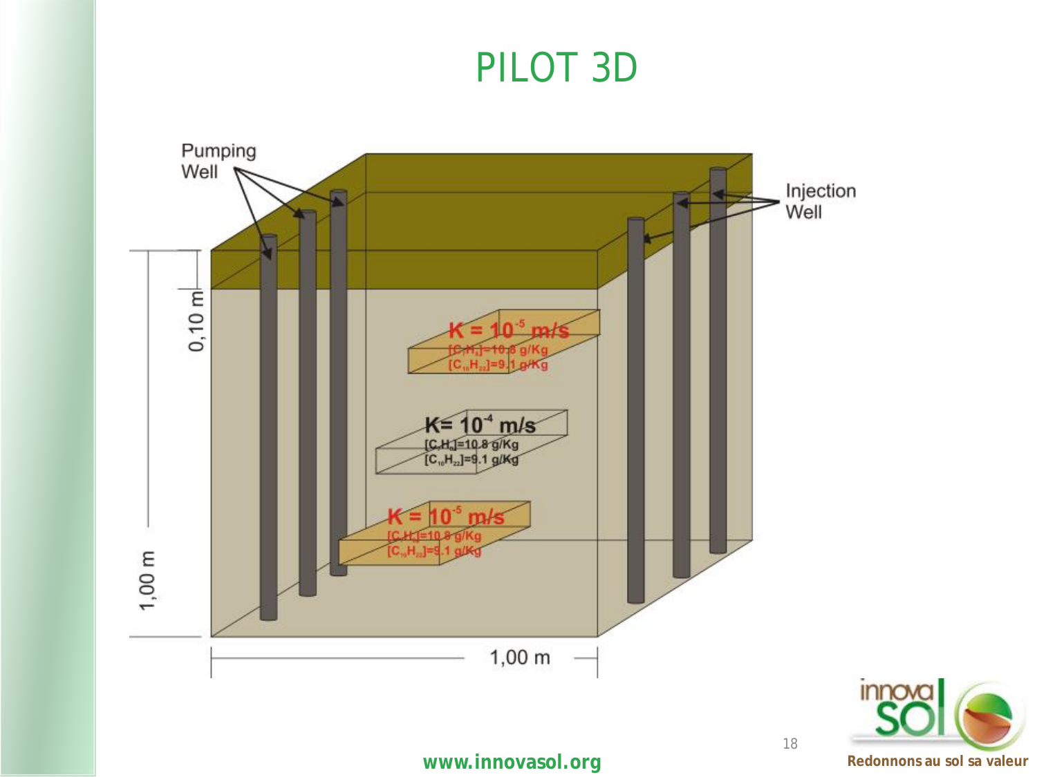# PILOT 3D

Pumping Well

Injection Well

$K = 10^{-5}$ m/s
$[C_7H_8]$=10.8 g/Kg
$[C_{10}H_{22}]$=9.1 g/Kg

$K = 10^{-4}$ m/s
$[C_7H_8]$=10.8 g/Kg
$[C_{10}H_{22}]$=9.1 g/Kg

$K = 10^{-5}$ m/s
$[C_7H_8]$=10.8 g/Kg
$[C_{10}H_{22}]$=9.1 g/Kg

0,10 m

1,00 m

1,00 m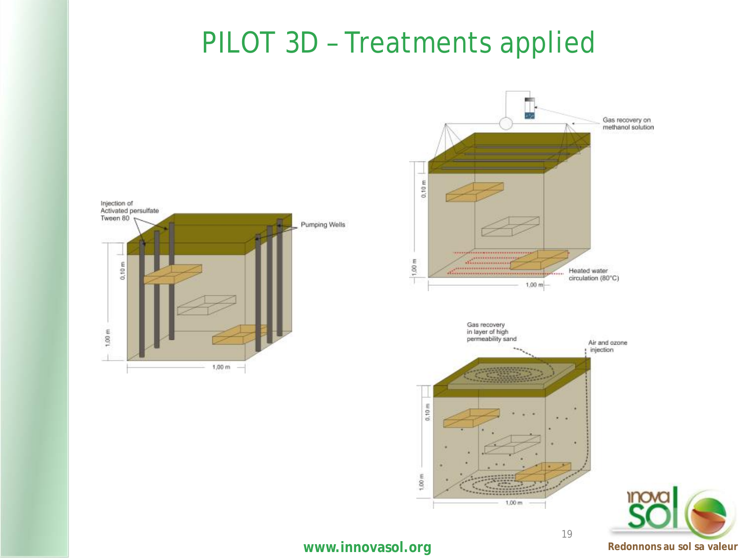# PILOT 3D – Treatments applied

Injection of Activated persulfate Tween 80

Pumping Wells

0,10 m

1,00 m

1,00 m

Gas recovery on methanol solution

0,10 m

1,00 m

Heated water circulation (80°C)

1,00 m

Gas recovery in layer of high permeability sand

Air and ozone injection

0,10 m

1,00 m

1,00 m

www.innovasol.org

Redonnons au sol sa valeur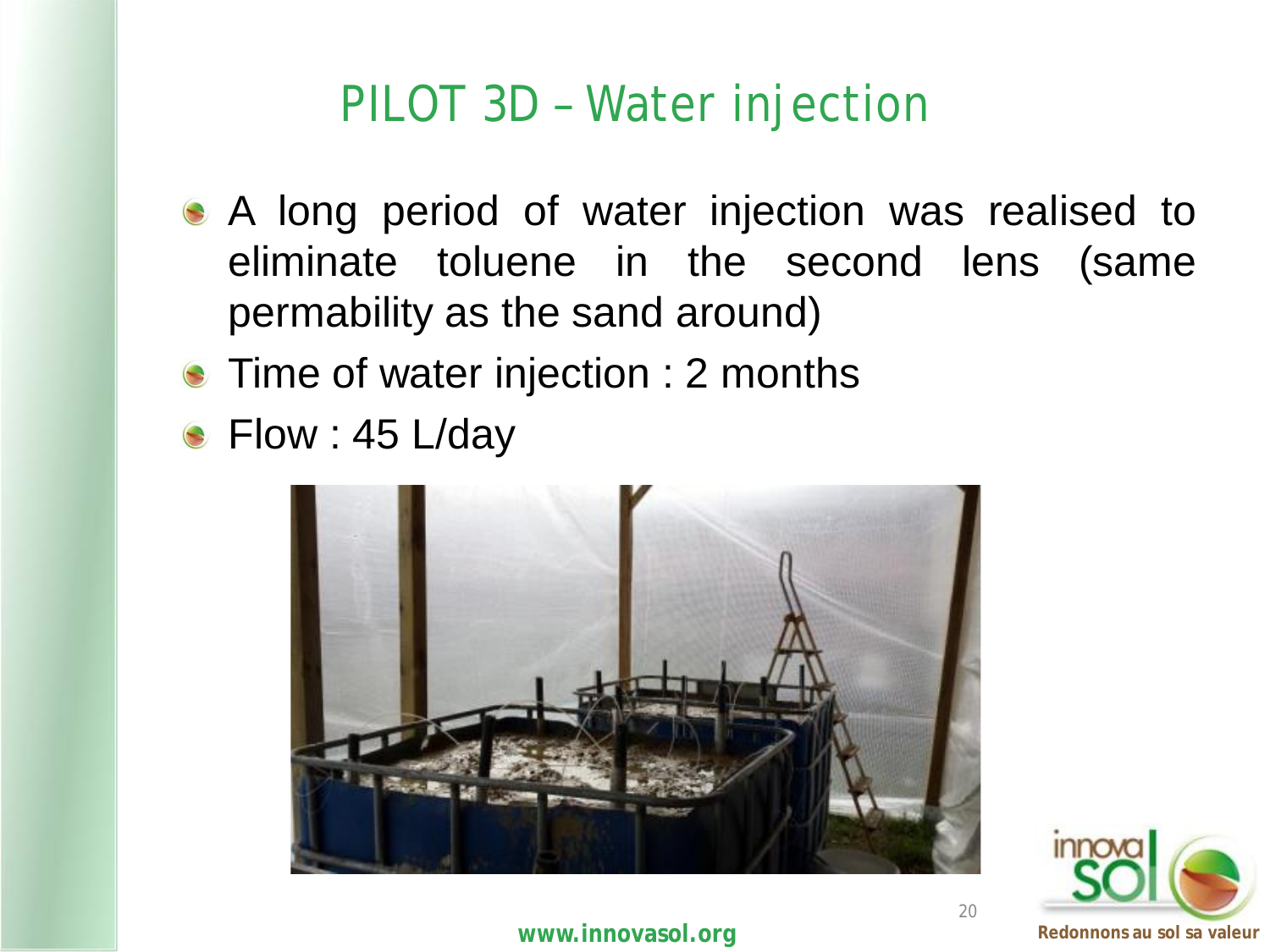# PILOT 3D – Water injection

- A long period of water injection was realised to eliminate toluene in the second lens (same permability as the sand around)
- Time of water injection : 2 months
- Flow : 45 L/day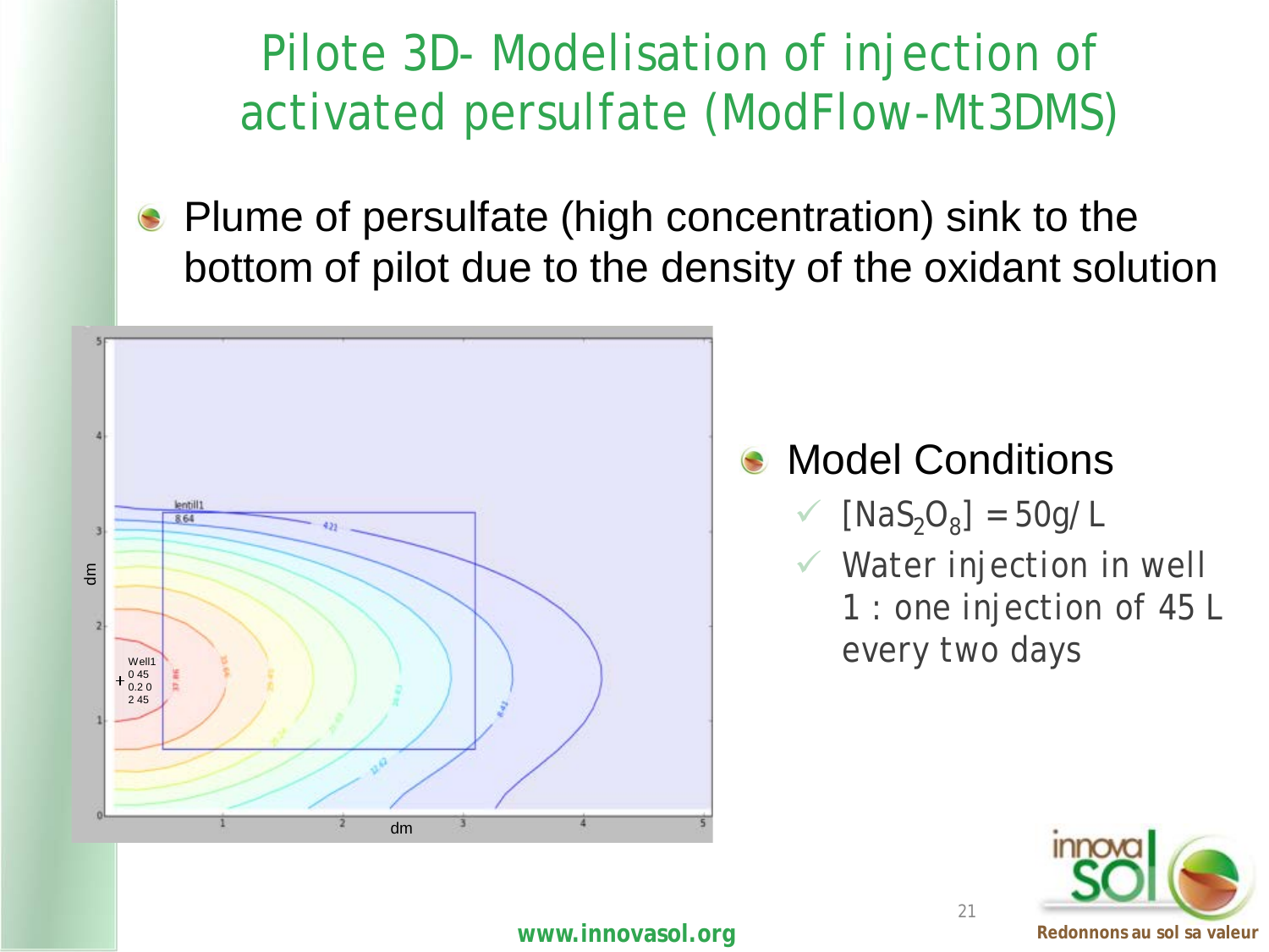# Pilote 3D- Modelisation of injection of activated persulfate (ModFlow-Mt3DMS)

- Plume of persulfate (high concentration) sink to the bottom of pilot due to the density of the oxidant solution

- Model Conditions
  - ✓ $[NaS_2O_8] = 50g/L$
  - ✓ Water injection in well 1 : one injection of 45 L every two days

www.innovasol.org

Redonnons au sol sa valeur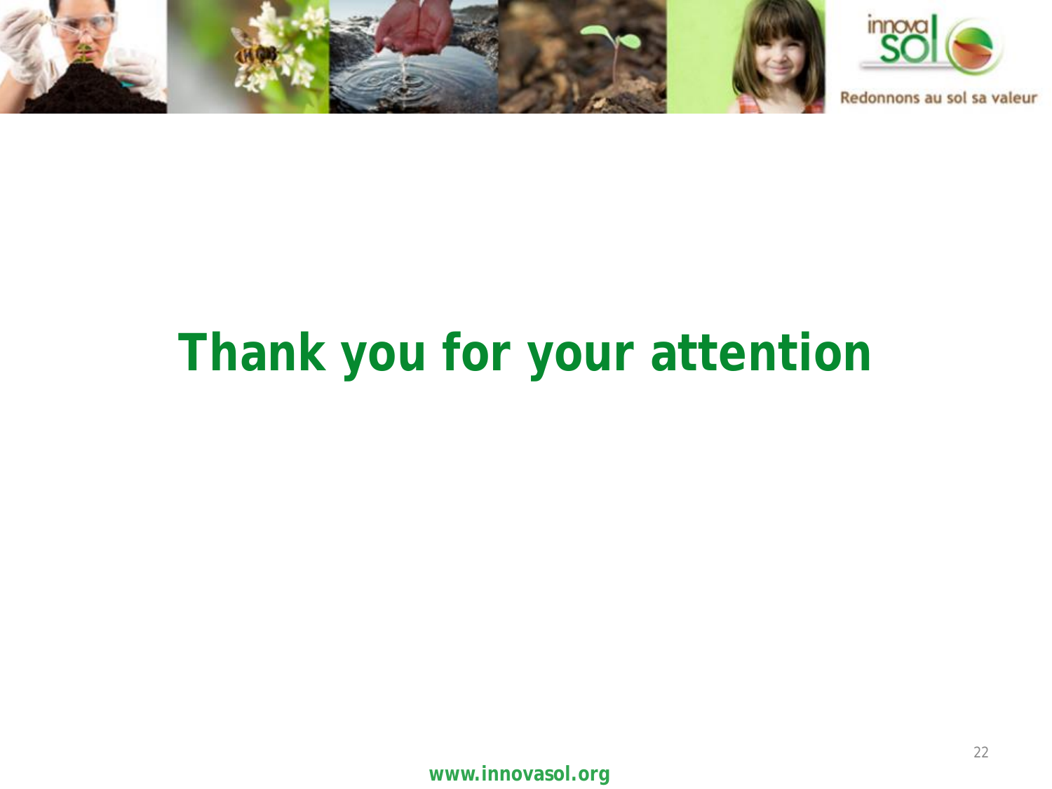# Thank you for your attention

www.innovasol.org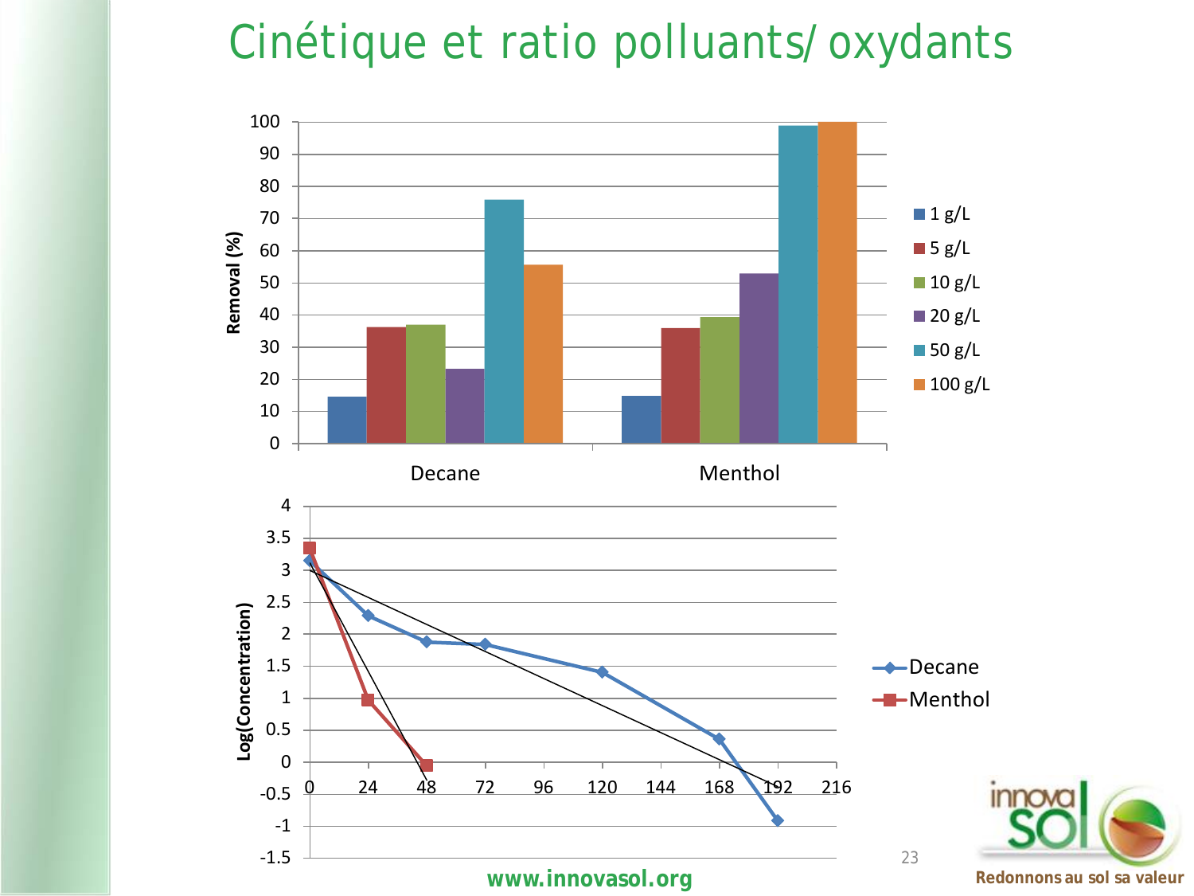# Cinétique et ratio polluants/ oxydants

Removal (%)

100
90
80
70
60
50
40
30
20
10
0

Decane
Menthol

1 g/L
5 g/L
10 g/L
20 g/L
50 g/L
100 g/L

Log(Concentration)

4
3.5
3
2.5
2
1.5
1
0.5
0
-0.5
-1
-1.5

0
24
48
72
96
120
144
168
192
216

Decane
Menthol

www.innovasol.org

innova sol

Redonnons au sol sa valeur